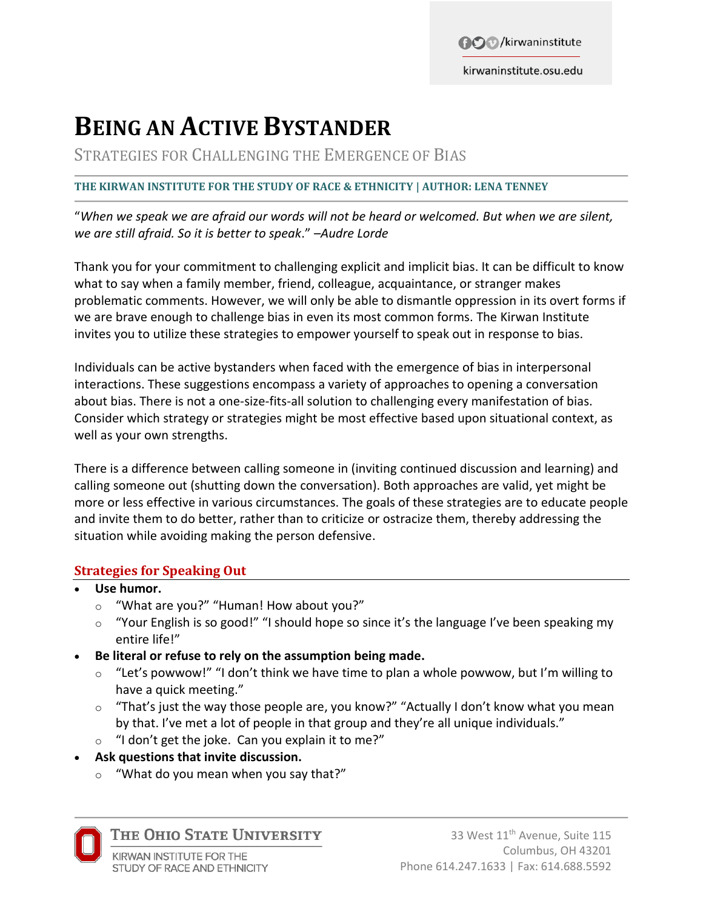# Being an Active Bystander

## Strategies for Challenging the Emergence of Bias

**THE KIRWAN INSTITUTE FOR THE STUDY OF RACE & ETHNICITY | AUTHOR: LENA TENNEY**

"*When we speak we are afraid our words will not be heard or welcomed. But when we are silent, we are still afraid. So it is better to speak*." *–Audre Lorde*

Thank you for your commitment to challenging explicit and implicit bias. It can be difficult to know what to say when a family member, friend, colleague, acquaintance, or stranger makes problematic comments. However, we will only be able to dismantle oppression in its overt forms if we are brave enough to challenge bias in even its most common forms. The Kirwan Institute invites you to utilize these strategies to empower yourself to speak out in response to bias.

Individuals can be active bystanders when faced with the emergence of bias in interpersonal interactions. These suggestions encompass a variety of approaches to opening a conversation about bias. There is not a one-size-fits-all solution to challenging every manifestation of bias. Consider which strategy or strategies might be most effective based upon situational context, as well as your own strengths.

There is a difference between calling someone in (inviting continued discussion and learning) and calling someone out (shutting down the conversation). Both approaches are valid, yet might be more or less effective in various circumstances. The goals of these strategies are to educate people and invite them to do better, rather than to criticize or ostracize them, thereby addressing the situation while avoiding making the person defensive.

### Strategies for Speaking Out

- **Use humor.**
  - "What are you?" "Human! How about you?"
  - "Your English is so good!" "I should hope so since it's the language I've been speaking my entire life!"
- **Be literal or refuse to rely on the assumption being made.**
  - "Let's powwow!" "I don't think we have time to plan a whole powwow, but I'm willing to have a quick meeting."
  - "That's just the way those people are, you know?" "Actually I don't know what you mean by that. I've met a lot of people in that group and they're all unique individuals."
  - "I don't get the joke. Can you explain it to me?"
- **Ask questions that invite discussion.**
  - "What do you mean when you say that?"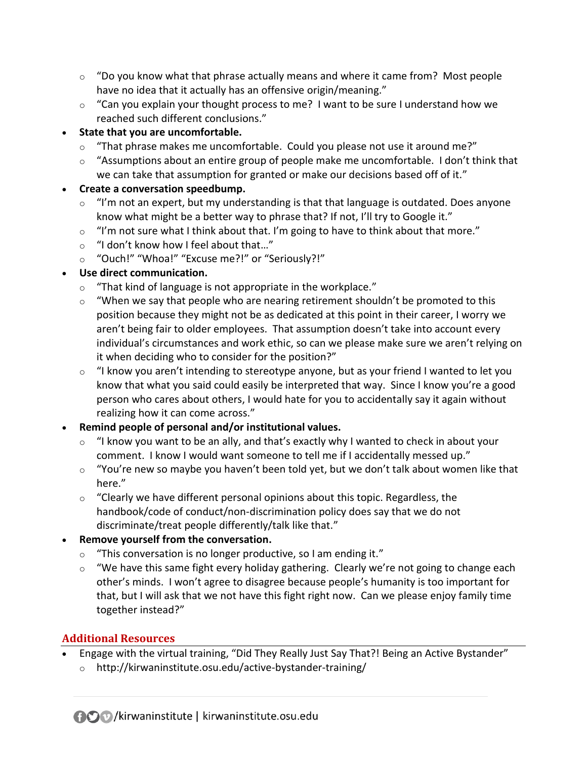- "Do you know what that phrase actually means and where it came from? Most people have no idea that it actually has an offensive origin/meaning."
  - "Can you explain your thought process to me? I want to be sure I understand how we reached such different conclusions."
- **State that you are uncomfortable.**
  - "That phrase makes me uncomfortable. Could you please not use it around me?"
  - "Assumptions about an entire group of people make me uncomfortable. I don't think that we can take that assumption for granted or make our decisions based off of it."
- **Create a conversation speedbump.**
  - "I'm not an expert, but my understanding is that that language is outdated. Does anyone know what might be a better way to phrase that? If not, I'll try to Google it."
  - "I'm not sure what I think about that. I'm going to have to think about that more."
  - "I don't know how I feel about that…"
  - "Ouch!" "Whoa!" "Excuse me?!" or "Seriously?!"
- **Use direct communication.**
  - "That kind of language is not appropriate in the workplace."
  - "When we say that people who are nearing retirement shouldn't be promoted to this position because they might not be as dedicated at this point in their career, I worry we aren't being fair to older employees. That assumption doesn't take into account every individual's circumstances and work ethic, so can we please make sure we aren't relying on it when deciding who to consider for the position?"
  - "I know you aren't intending to stereotype anyone, but as your friend I wanted to let you know that what you said could easily be interpreted that way. Since I know you're a good person who cares about others, I would hate for you to accidentally say it again without realizing how it can come across."
- **Remind people of personal and/or institutional values.**
  - "I know you want to be an ally, and that's exactly why I wanted to check in about your comment. I know I would want someone to tell me if I accidentally messed up."
  - "You're new so maybe you haven't been told yet, but we don't talk about women like that here."
  - "Clearly we have different personal opinions about this topic. Regardless, the handbook/code of conduct/non-discrimination policy does say that we do not discriminate/treat people differently/talk like that."
- **Remove yourself from the conversation.**
  - "This conversation is no longer productive, so I am ending it."
  - "We have this same fight every holiday gathering. Clearly we're not going to change each other's minds. I won't agree to disagree because people's humanity is too important for that, but I will ask that we not have this fight right now. Can we please enjoy family time together instead?"

## Additional Resources

- Engage with the virtual training, "Did They Really Just Say That?! Being an Active Bystander"
  - http://kirwaninstitute.osu.edu/active-bystander-training/